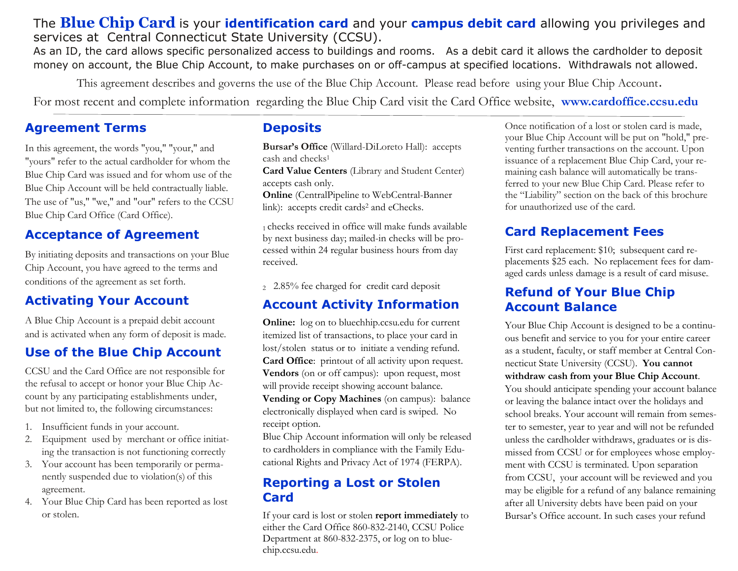The **Blue Chip Card** is your **identification card** and your **campus debit card** allowing you privileges and services at Central Connecticut State University (CCSU).

As an ID, the card allows specific personalized access to buildings and rooms. As a debit card it allows the cardholder to deposit money on account, the Blue Chip Account, to make purchases on or off-campus at specified locations. Withdrawals not allowed.

This agreement describes and governs the use of the Blue Chip Account. Please read before using your Blue Chip Account.

For most recent and complete information regarding the Blue Chip Card visit the Card Office website, **www.cardoffice.ccsu.edu**

## Agreement Terms

In this agreement, the words "you," "your," and "yours" refer to the actual cardholder for whom the Blue Chip Card was issued and for whom use of the Blue Chip Account will be held contractually liable. The use of "us," "we," and "our" refers to the CCSU Blue Chip Card Office (Card Office).

## Acceptance of Agreement

By initiating deposits and transactions on your Blue Chip Account, you have agreed to the terms and conditions of the agreement as set forth.

## Activating Your Account

A Blue Chip Account is a prepaid debit account and is activated when any form of deposit is made.

## Use of the Blue Chip Account

CCSU and the Card Office are not responsible for the refusal to accept or honor your Blue Chip Account by any participating establishments under, but not limited to, the following circumstances:

1. Insufficient funds in your account.
2. Equipment used by merchant or office initiating the transaction is not functioning correctly
3. Your account has been temporarily or permanently suspended due to violation(s) of this agreement.
4. Your Blue Chip Card has been reported as lost or stolen.

## Deposits

**Bursar's Office** (Willard-DiLoreto Hall): accepts cash and checks[1]

**Card Value Centers** (Library and Student Center) accepts cash only.

**Online** (CentralPipeline to WebCentral-Banner link): accepts credit cards[2] and eChecks.

[1] checks received in office will make funds available by next business day; mailed-in checks will be processed within 24 regular business hours from day received.

[2] 2.85% fee charged for credit card deposit

## Account Activity Information

**Online:** log on to bluechhip.ccsu.edu for current itemized list of transactions, to place your card in lost/stolen status or to initiate a vending refund.

**Card Office**: printout of all activity upon request.

**Vendors** (on or off campus): upon request, most will provide receipt showing account balance.

**Vending or Copy Machines** (on campus): balance electronically displayed when card is swiped. No receipt option.

Blue Chip Account information will only be released to cardholders in compliance with the Family Educational Rights and Privacy Act of 1974 (FERPA).

## Reporting a Lost or Stolen Card

If your card is lost or stolen **report immediately** to either the Card Office 860-832-2140, CCSU Police Department at 860-832-2375, or log on to bluechip.ccsu.edu.

Once notification of a lost or stolen card is made, your Blue Chip Account will be put on "hold," preventing further transactions on the account. Upon issuance of a replacement Blue Chip Card, your remaining cash balance will automatically be transferred to your new Blue Chip Card. Please refer to the "Liability" section on the back of this brochure for unauthorized use of the card.

## Card Replacement Fees

First card replacement: $10; subsequent card replacements $25 each. No replacement fees for damaged cards unless damage is a result of card misuse.

## Refund of Your Blue Chip Account Balance

Your Blue Chip Account is designed to be a continuous benefit and service to you for your entire career as a student, faculty, or staff member at Central Connecticut State University (CCSU). **You cannot withdraw cash from your Blue Chip Account**. You should anticipate spending your account balance or leaving the balance intact over the holidays and school breaks. Your account will remain from semester to semester, year to year and will not be refunded unless the cardholder withdraws, graduates or is dismissed from CCSU or for employees whose employment with CCSU is terminated. Upon separation from CCSU, your account will be reviewed and you may be eligible for a refund of any balance remaining after all University debts have been paid on your Bursar's Office account. In such cases your refund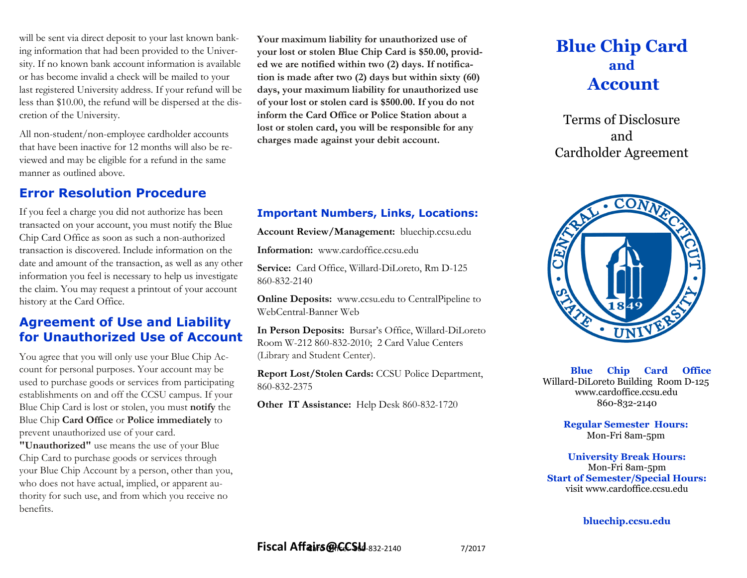will be sent via direct deposit to your last known banking information that had been provided to the University. If no known bank account information is available or has become invalid a check will be mailed to your last registered University address. If your refund will be less than $10.00, the refund will be dispersed at the discretion of the University.

All non-student/non-employee cardholder accounts that have been inactive for 12 months will also be reviewed and may be eligible for a refund in the same manner as outlined above.

## Error Resolution Procedure

If you feel a charge you did not authorize has been transacted on your account, you must notify the Blue Chip Card Office as soon as such a non-authorized transaction is discovered. Include information on the date and amount of the transaction, as well as any other information you feel is necessary to help us investigate the claim. You may request a printout of your account history at the Card Office.

## Agreement of Use and Liability for Unauthorized Use of Account

You agree that you will only use your Blue Chip Account for personal purposes. Your account may be used to purchase goods or services from participating establishments on and off the CCSU campus. If your Blue Chip Card is lost or stolen, you must **notify** the Blue Chip **Card Office** or **Police immediately** to prevent unauthorized use of your card. **"Unauthorized"** use means the use of your Blue Chip Card to purchase goods or services through your Blue Chip Account by a person, other than you, who does not have actual, implied, or apparent authority for such use, and from which you receive no benefits.

**Your maximum liability for unauthorized use of your lost or stolen Blue Chip Card is $50.00, provided we are notified within two (2) days. If notification is made after two (2) days but within sixty (60) days, your maximum liability for unauthorized use of your lost or stolen card is $500.00. If you do not inform the Card Office or Police Station about a lost or stolen card, you will be responsible for any charges made against your debit account.**

### Important Numbers, Links, Locations:

**Account Review/Management:** bluechip.ccsu.edu

**Information:** www.cardoffice.ccsu.edu

**Service:** Card Office, Willard-DiLoreto, Rm D-125 860-832-2140

**Online Deposits:** www.ccsu.edu to CentralPipeline to WebCentral-Banner Web

**In Person Deposits:** Bursar's Office, Willard-DiLoreto Room W-212 860-832-2010; 2 Card Value Centers (Library and Student Center).

**Report Lost/Stolen Cards:** CCSU Police Department, 860-832-2375

**Other IT Assistance:** Help Desk 860-832-1720

**Fiscal Affairs@CCSU** Card Office - 860-832-2140 7/2017

# Blue Chip Card and Account

Terms of Disclosure
and
Cardholder Agreement

CENTRAL • CONNECTICUT • STATE • UNIVERSITY 1849

**Blue Chip Card Office**
Willard-DiLoreto Building Room D-125
www.cardoffice.ccsu.edu
860-832-2140

**Regular Semester Hours:**
Mon-Fri 8am-5pm

**University Break Hours:**
Mon-Fri 8am-5pm

**Start of Semester/Special Hours:**
visit www.cardoffice.ccsu.edu

**bluechip.ccsu.edu**